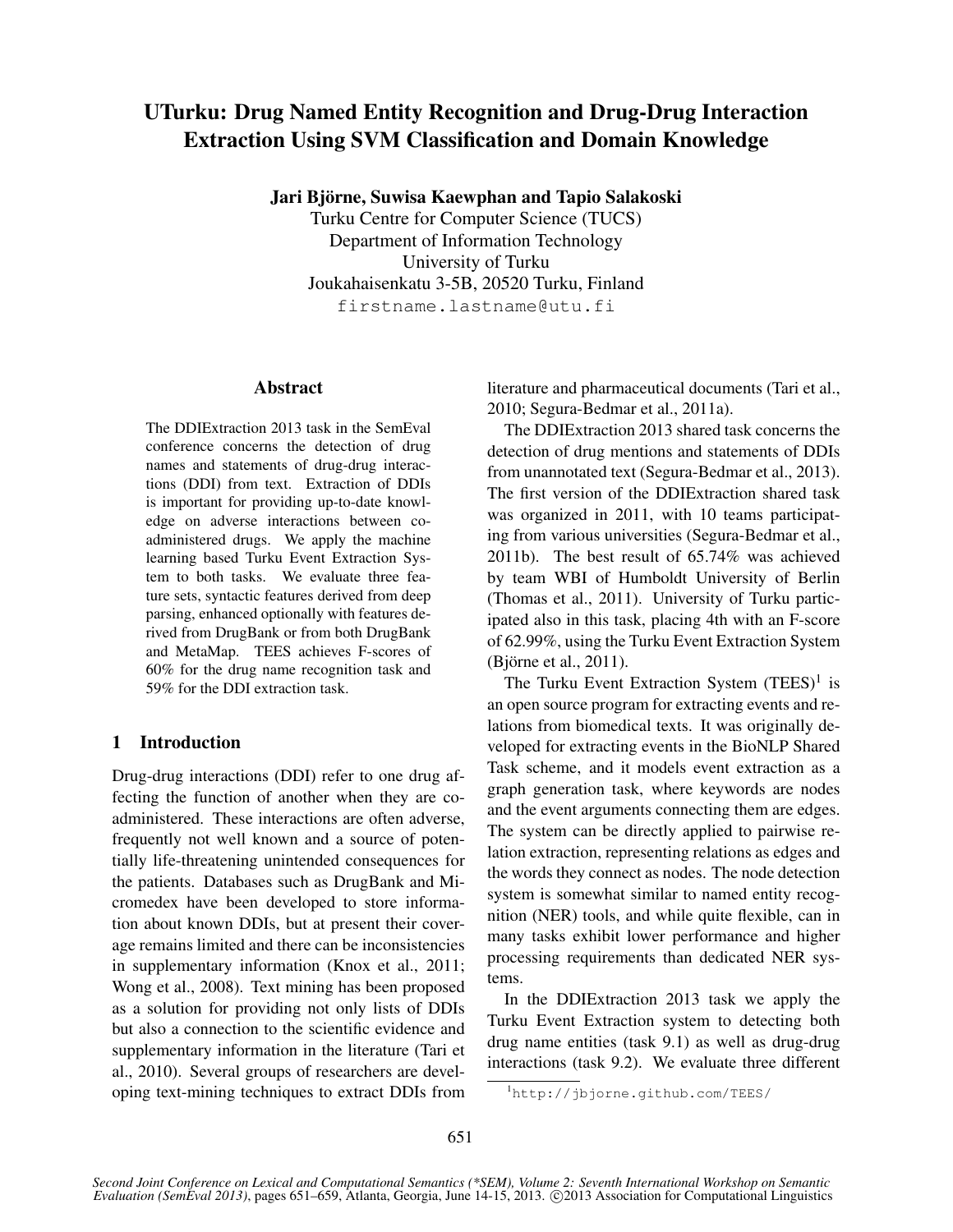# UTurku: Drug Named Entity Recognition and Drug-Drug Interaction Extraction Using SVM Classification and Domain Knowledge

**Jari Björne, Suwisa Kaewphan and Tapio Salakoski**

Turku Centre for Computer Science (TUCS)
Department of Information Technology
University of Turku
Joukahaisenkatu 3-5B, 20520 Turku, Finland
firstname.lastname@utu.fi

## Abstract

The DDIExtraction 2013 task in the SemEval conference concerns the detection of drug names and statements of drug-drug interactions (DDI) from text. Extraction of DDIs is important for providing up-to-date knowledge on adverse interactions between co-administered drugs. We apply the machine learning based Turku Event Extraction System to both tasks. We evaluate three feature sets, syntactic features derived from deep parsing, enhanced optionally with features derived from DrugBank or from both DrugBank and MetaMap. TEES achieves F-scores of 60% for the drug name recognition task and 59% for the DDI extraction task.

## 1 Introduction

Drug-drug interactions (DDI) refer to one drug affecting the function of another when they are co-administered. These interactions are often adverse, frequently not well known and a source of potentially life-threatening unintended consequences for the patients. Databases such as DrugBank and Micromedex have been developed to store information about known DDIs, but at present their coverage remains limited and there can be inconsistencies in supplementary information (Knox et al., 2011; Wong et al., 2008). Text mining has been proposed as a solution for providing not only lists of DDIs but also a connection to the scientific evidence and supplementary information in the literature (Tari et al., 2010). Several groups of researchers are developing text-mining techniques to extract DDIs from literature and pharmaceutical documents (Tari et al., 2010; Segura-Bedmar et al., 2011a).

The DDIExtraction 2013 shared task concerns the detection of drug mentions and statements of DDIs from unannotated text (Segura-Bedmar et al., 2013). The first version of the DDIExtraction shared task was organized in 2011, with 10 teams participating from various universities (Segura-Bedmar et al., 2011b). The best result of 65.74% was achieved by team WBI of Humboldt University of Berlin (Thomas et al., 2011). University of Turku participated also in this task, placing 4th with an F-score of 62.99%, using the Turku Event Extraction System (Björne et al., 2011).

The Turku Event Extraction System (TEES)[1] is an open source program for extracting events and relations from biomedical texts. It was originally developed for extracting events in the BioNLP Shared Task scheme, and it models event extraction as a graph generation task, where keywords are nodes and the event arguments connecting them are edges. The system can be directly applied to pairwise relation extraction, representing relations as edges and the words they connect as nodes. The node detection system is somewhat similar to named entity recognition (NER) tools, and while quite flexible, can in many tasks exhibit lower performance and higher processing requirements than dedicated NER systems.

In the DDIExtraction 2013 task we apply the Turku Event Extraction system to detecting both drug name entities (task 9.1) as well as drug-drug interactions (task 9.2). We evaluate three different

[1] http://jbjorne.github.com/TEES/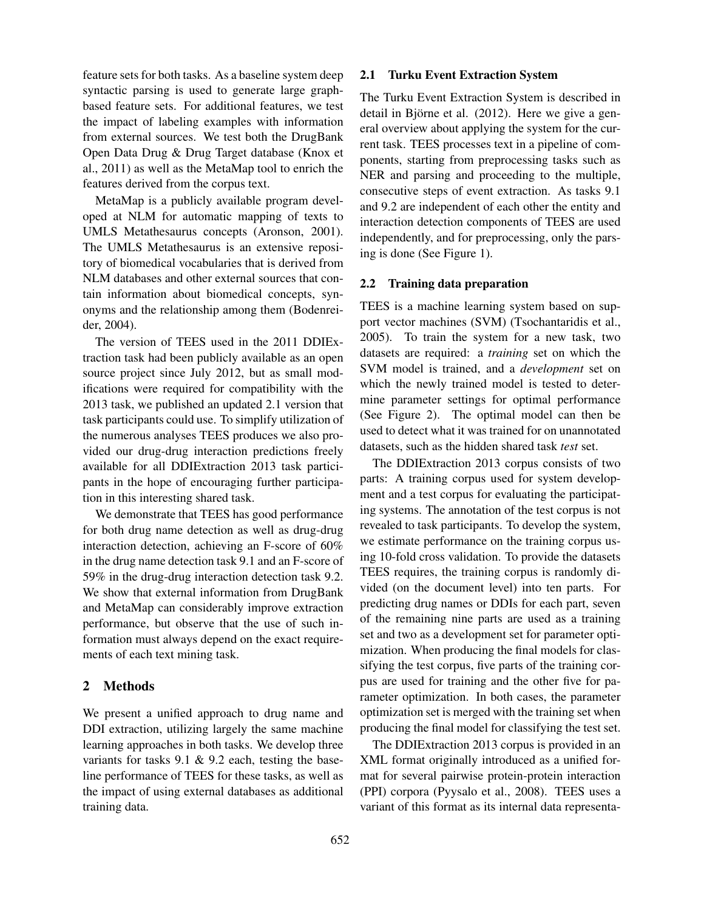feature sets for both tasks. As a baseline system deep syntactic parsing is used to generate large graph-based feature sets. For additional features, we test the impact of labeling examples with information from external sources. We test both the DrugBank Open Data Drug & Drug Target database (Knox et al., 2011) as well as the MetaMap tool to enrich the features derived from the corpus text.

MetaMap is a publicly available program developed at NLM for automatic mapping of texts to UMLS Metathesaurus concepts (Aronson, 2001). The UMLS Metathesaurus is an extensive repository of biomedical vocabularies that is derived from NLM databases and other external sources that contain information about biomedical concepts, synonyms and the relationship among them (Bodenreider, 2004).

The version of TEES used in the 2011 DDIExtraction task had been publicly available as an open source project since July 2012, but as small modifications were required for compatibility with the 2013 task, we published an updated 2.1 version that task participants could use. To simplify utilization of the numerous analyses TEES produces we also provided our drug-drug interaction predictions freely available for all DDIExtraction 2013 task participants in the hope of encouraging further participation in this interesting shared task.

We demonstrate that TEES has good performance for both drug name detection as well as drug-drug interaction detection, achieving an F-score of 60% in the drug name detection task 9.1 and an F-score of 59% in the drug-drug interaction detection task 9.2. We show that external information from DrugBank and MetaMap can considerably improve extraction performance, but observe that the use of such information must always depend on the exact requirements of each text mining task.

## 2 Methods

We present a unified approach to drug name and DDI extraction, utilizing largely the same machine learning approaches in both tasks. We develop three variants for tasks 9.1 & 9.2 each, testing the baseline performance of TEES for these tasks, as well as the impact of using external databases as additional training data.

### 2.1 Turku Event Extraction System

The Turku Event Extraction System is described in detail in Björne et al. (2012). Here we give a general overview about applying the system for the current task. TEES processes text in a pipeline of components, starting from preprocessing tasks such as NER and parsing and proceeding to the multiple, consecutive steps of event extraction. As tasks 9.1 and 9.2 are independent of each other the entity and interaction detection components of TEES are used independently, and for preprocessing, only the parsing is done (See Figure 1).

### 2.2 Training data preparation

TEES is a machine learning system based on support vector machines (SVM) (Tsochantaridis et al., 2005). To train the system for a new task, two datasets are required: a *training* set on which the SVM model is trained, and a *development* set on which the newly trained model is tested to determine parameter settings for optimal performance (See Figure 2). The optimal model can then be used to detect what it was trained for on unannotated datasets, such as the hidden shared task *test* set.

The DDIExtraction 2013 corpus consists of two parts: A training corpus used for system development and a test corpus for evaluating the participating systems. The annotation of the test corpus is not revealed to task participants. To develop the system, we estimate performance on the training corpus using 10-fold cross validation. To provide the datasets TEES requires, the training corpus is randomly divided (on the document level) into ten parts. For predicting drug names or DDIs for each part, seven of the remaining nine parts are used as a training set and two as a development set for parameter optimization. When producing the final models for classifying the test corpus, five parts of the training corpus are used for training and the other five for parameter optimization. In both cases, the parameter optimization set is merged with the training set when producing the final model for classifying the test set.

The DDIExtraction 2013 corpus is provided in an XML format originally introduced as a unified format for several pairwise protein-protein interaction (PPI) corpora (Pyysalo et al., 2008). TEES uses a variant of this format as its internal data representa-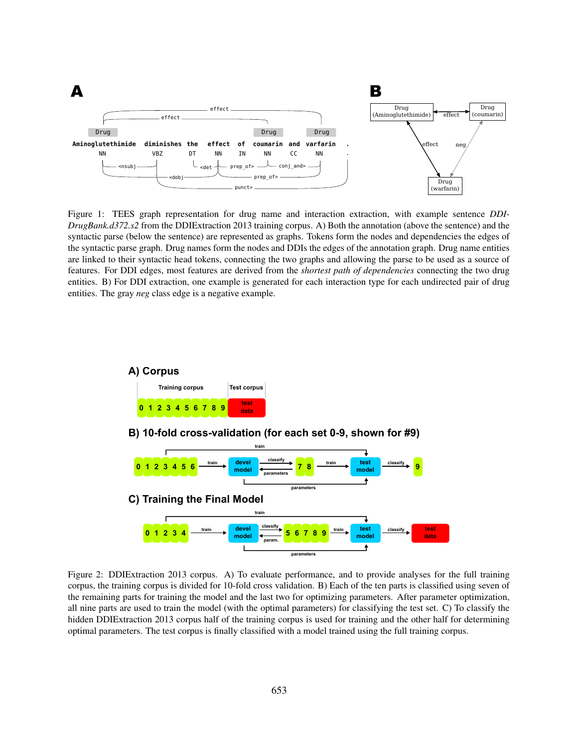Figure 1: TEES graph representation for drug name and interaction extraction, with example sentence *DDI-DrugBank.d372.s2* from the DDIExtraction 2013 training corpus. A) Both the annotation (above the sentence) and the syntactic parse (below the sentence) are represented as graphs. Tokens form the nodes and dependencies the edges of the syntactic parse graph. Drug names form the nodes and DDIs the edges of the annotation graph. Drug name entities are linked to their syntactic head tokens, connecting the two graphs and allowing the parse to be used as a source of features. For DDI edges, most features are derived from the *shortest path of dependencies* connecting the two drug entities. B) For DDI extraction, one example is generated for each interaction type for each undirected pair of drug entities. The gray *neg* class edge is a negative example.

Figure 2: DDIExtraction 2013 corpus. A) To evaluate performance, and to provide analyses for the full training corpus, the training corpus is divided for 10-fold cross validation. B) Each of the ten parts is classified using seven of the remaining parts for training the model and the last two for optimizing parameters. After parameter optimization, all nine parts are used to train the model (with the optimal parameters) for classifying the test set. C) To classify the hidden DDIExtraction 2013 corpus half of the training corpus is used for training and the other half for determining optimal parameters. The test corpus is finally classified with a model trained using the full training corpus.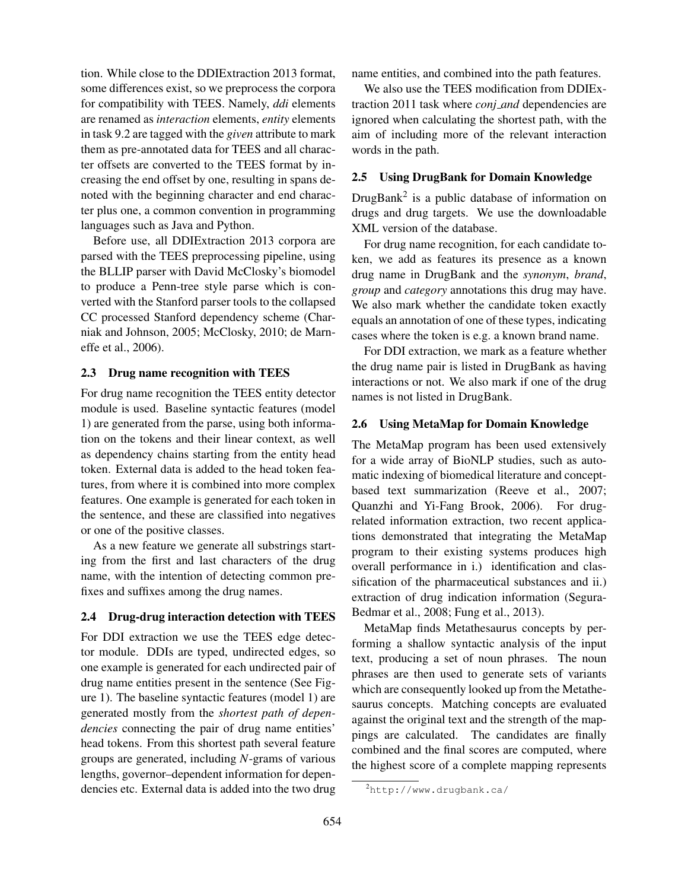tion. While close to the DDIExtraction 2013 format, some differences exist, so we preprocess the corpora for compatibility with TEES. Namely, *ddi* elements are renamed as *interaction* elements, *entity* elements in task 9.2 are tagged with the *given* attribute to mark them as pre-annotated data for TEES and all character offsets are converted to the TEES format by increasing the end offset by one, resulting in spans denoted with the beginning character and end character plus one, a common convention in programming languages such as Java and Python.

Before use, all DDIExtraction 2013 corpora are parsed with the TEES preprocessing pipeline, using the BLLIP parser with David McClosky's biomodel to produce a Penn-tree style parse which is converted with the Stanford parser tools to the collapsed CC processed Stanford dependency scheme (Charniak and Johnson, 2005; McClosky, 2010; de Marneffe et al., 2006).

### 2.3 Drug name recognition with TEES

For drug name recognition the TEES entity detector module is used. Baseline syntactic features (model 1) are generated from the parse, using both information on the tokens and their linear context, as well as dependency chains starting from the entity head token. External data is added to the head token features, from where it is combined into more complex features. One example is generated for each token in the sentence, and these are classified into negatives or one of the positive classes.

As a new feature we generate all substrings starting from the first and last characters of the drug name, with the intention of detecting common prefixes and suffixes among the drug names.

### 2.4 Drug-drug interaction detection with TEES

For DDI extraction we use the TEES edge detector module. DDIs are typed, undirected edges, so one example is generated for each undirected pair of drug name entities present in the sentence (See Figure 1). The baseline syntactic features (model 1) are generated mostly from the *shortest path of dependencies* connecting the pair of drug name entities' head tokens. From this shortest path several feature groups are generated, including *N*-grams of various lengths, governor–dependent information for dependencies etc. External data is added into the two drug name entities, and combined into the path features.

We also use the TEES modification from DDIExtraction 2011 task where *conj_and* dependencies are ignored when calculating the shortest path, with the aim of including more of the relevant interaction words in the path.

### 2.5 Using DrugBank for Domain Knowledge

DrugBank[2] is a public database of information on drugs and drug targets. We use the downloadable XML version of the database.

For drug name recognition, for each candidate token, we add as features its presence as a known drug name in DrugBank and the *synonym*, *brand*, *group* and *category* annotations this drug may have. We also mark whether the candidate token exactly equals an annotation of one of these types, indicating cases where the token is e.g. a known brand name.

For DDI extraction, we mark as a feature whether the drug name pair is listed in DrugBank as having interactions or not. We also mark if one of the drug names is not listed in DrugBank.

### 2.6 Using MetaMap for Domain Knowledge

The MetaMap program has been used extensively for a wide array of BioNLP studies, such as automatic indexing of biomedical literature and concept-based text summarization (Reeve et al., 2007; Quanzhi and Yi-Fang Brook, 2006). For drug-related information extraction, two recent applications demonstrated that integrating the MetaMap program to their existing systems produces high overall performance in i.) identification and classification of the pharmaceutical substances and ii.) extraction of drug indication information (Segura-Bedmar et al., 2008; Fung et al., 2013).

MetaMap finds Metathesaurus concepts by performing a shallow syntactic analysis of the input text, producing a set of noun phrases. The noun phrases are then used to generate sets of variants which are consequently looked up from the Metathesaurus concepts. Matching concepts are evaluated against the original text and the strength of the mappings are calculated. The candidates are finally combined and the final scores are computed, where the highest score of a complete mapping represents

[2] http://www.drugbank.ca/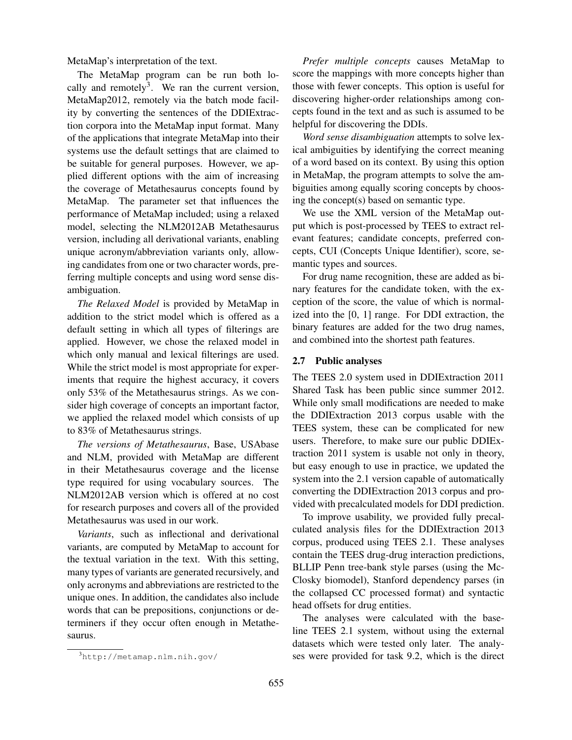MetaMap's interpretation of the text.

The MetaMap program can be run both locally and remotely[3]. We ran the current version, MetaMap2012, remotely via the batch mode facility by converting the sentences of the DDIExtraction corpora into the MetaMap input format. Many of the applications that integrate MetaMap into their systems use the default settings that are claimed to be suitable for general purposes. However, we applied different options with the aim of increasing the coverage of Metathesaurus concepts found by MetaMap. The parameter set that influences the performance of MetaMap included; using a relaxed model, selecting the NLM2012AB Metathesaurus version, including all derivational variants, enabling unique acronym/abbreviation variants only, allowing candidates from one or two character words, preferring multiple concepts and using word sense disambiguation.

*The Relaxed Model* is provided by MetaMap in addition to the strict model which is offered as a default setting in which all types of filterings are applied. However, we chose the relaxed model in which only manual and lexical filterings are used. While the strict model is most appropriate for experiments that require the highest accuracy, it covers only 53% of the Metathesaurus strings. As we consider high coverage of concepts an important factor, we applied the relaxed model which consists of up to 83% of Metathesaurus strings.

*The versions of Metathesaurus*, Base, USAbase and NLM, provided with MetaMap are different in their Metathesaurus coverage and the license type required for using vocabulary sources. The NLM2012AB version which is offered at no cost for research purposes and covers all of the provided Metathesaurus was used in our work.

*Variants*, such as inflectional and derivational variants, are computed by MetaMap to account for the textual variation in the text. With this setting, many types of variants are generated recursively, and only acronyms and abbreviations are restricted to the unique ones. In addition, the candidates also include words that can be prepositions, conjunctions or determiners if they occur often enough in Metathesaurus.

*Prefer multiple concepts* causes MetaMap to score the mappings with more concepts higher than those with fewer concepts. This option is useful for discovering higher-order relationships among concepts found in the text and as such is assumed to be helpful for discovering the DDIs.

*Word sense disambiguation* attempts to solve lexical ambiguities by identifying the correct meaning of a word based on its context. By using this option in MetaMap, the program attempts to solve the ambiguities among equally scoring concepts by choosing the concept(s) based on semantic type.

We use the XML version of the MetaMap output which is post-processed by TEES to extract relevant features; candidate concepts, preferred concepts, CUI (Concepts Unique Identifier), score, semantic types and sources.

For drug name recognition, these are added as binary features for the candidate token, with the exception of the score, the value of which is normalized into the [0, 1] range. For DDI extraction, the binary features are added for the two drug names, and combined into the shortest path features.

## 2.7 Public analyses

The TEES 2.0 system used in DDIExtraction 2011 Shared Task has been public since summer 2012. While only small modifications are needed to make the DDIExtraction 2013 corpus usable with the TEES system, these can be complicated for new users. Therefore, to make sure our public DDIExtraction 2011 system is usable not only in theory, but easy enough to use in practice, we updated the system into the 2.1 version capable of automatically converting the DDIExtraction 2013 corpus and provided with precalculated models for DDI prediction.

To improve usability, we provided fully precalculated analysis files for the DDIExtraction 2013 corpus, produced using TEES 2.1. These analyses contain the TEES drug-drug interaction predictions, BLLIP Penn tree-bank style parses (using the McClosky biomodel), Stanford dependency parses (in the collapsed CC processed format) and syntactic head offsets for drug entities.

The analyses were calculated with the baseline TEES 2.1 system, without using the external datasets which were tested only later. The analyses were provided for task 9.2, which is the direct

[3] http://metamap.nlm.nih.gov/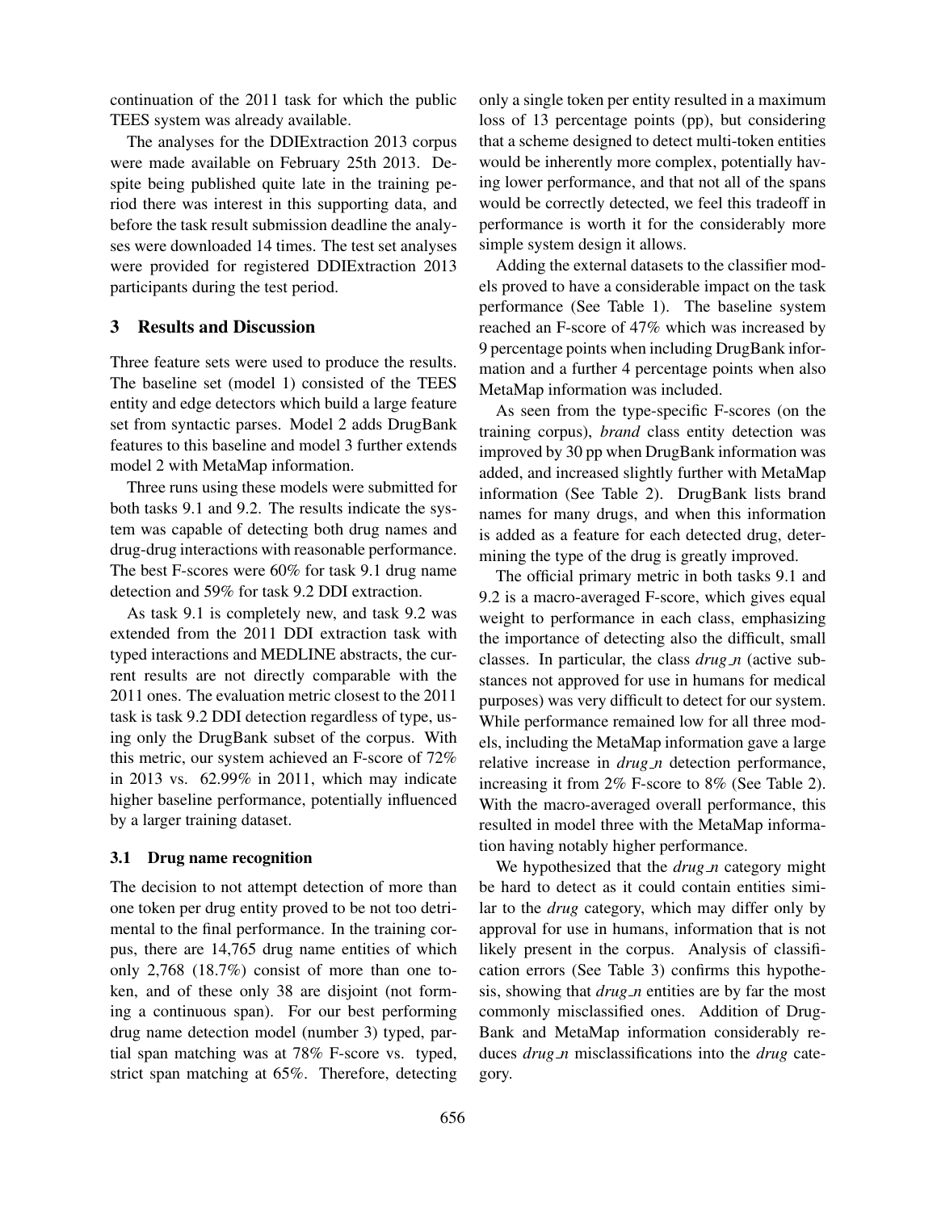continuation of the 2011 task for which the public TEES system was already available.

The analyses for the DDIExtraction 2013 corpus were made available on February 25th 2013. Despite being published quite late in the training period there was interest in this supporting data, and before the task result submission deadline the analyses were downloaded 14 times. The test set analyses were provided for registered DDIExtraction 2013 participants during the test period.

## 3 Results and Discussion

Three feature sets were used to produce the results. The baseline set (model 1) consisted of the TEES entity and edge detectors which build a large feature set from syntactic parses. Model 2 adds DrugBank features to this baseline and model 3 further extends model 2 with MetaMap information.

Three runs using these models were submitted for both tasks 9.1 and 9.2. The results indicate the system was capable of detecting both drug names and drug-drug interactions with reasonable performance. The best F-scores were 60% for task 9.1 drug name detection and 59% for task 9.2 DDI extraction.

As task 9.1 is completely new, and task 9.2 was extended from the 2011 DDI extraction task with typed interactions and MEDLINE abstracts, the current results are not directly comparable with the 2011 ones. The evaluation metric closest to the 2011 task is task 9.2 DDI detection regardless of type, using only the DrugBank subset of the corpus. With this metric, our system achieved an F-score of 72% in 2013 vs. 62.99% in 2011, which may indicate higher baseline performance, potentially influenced by a larger training dataset.

### 3.1 Drug name recognition

The decision to not attempt detection of more than one token per drug entity proved to be not too detrimental to the final performance. In the training corpus, there are 14,765 drug name entities of which only 2,768 (18.7%) consist of more than one token, and of these only 38 are disjoint (not forming a continuous span). For our best performing drug name detection model (number 3) typed, partial span matching was at 78% F-score vs. typed, strict span matching at 65%. Therefore, detecting only a single token per entity resulted in a maximum loss of 13 percentage points (pp), but considering that a scheme designed to detect multi-token entities would be inherently more complex, potentially having lower performance, and that not all of the spans would be correctly detected, we feel this tradeoff in performance is worth it for the considerably more simple system design it allows.

Adding the external datasets to the classifier models proved to have a considerable impact on the task performance (See Table 1). The baseline system reached an F-score of 47% which was increased by 9 percentage points when including DrugBank information and a further 4 percentage points when also MetaMap information was included.

As seen from the type-specific F-scores (on the training corpus), *brand* class entity detection was improved by 30 pp when DrugBank information was added, and increased slightly further with MetaMap information (See Table 2). DrugBank lists brand names for many drugs, and when this information is added as a feature for each detected drug, determining the type of the drug is greatly improved.

The official primary metric in both tasks 9.1 and 9.2 is a macro-averaged F-score, which gives equal weight to performance in each class, emphasizing the importance of detecting also the difficult, small classes. In particular, the class *drug_n* (active substances not approved for use in humans for medical purposes) was very difficult to detect for our system. While performance remained low for all three models, including the MetaMap information gave a large relative increase in *drug_n* detection performance, increasing it from 2% F-score to 8% (See Table 2). With the macro-averaged overall performance, this resulted in model three with the MetaMap information having notably higher performance.

We hypothesized that the *drug_n* category might be hard to detect as it could contain entities similar to the *drug* category, which may differ only by approval for use in humans, information that is not likely present in the corpus. Analysis of classification errors (See Table 3) confirms this hypothesis, showing that *drug_n* entities are by far the most commonly misclassified ones. Addition of DrugBank and MetaMap information considerably reduces *drug_n* misclassifications into the *drug* category.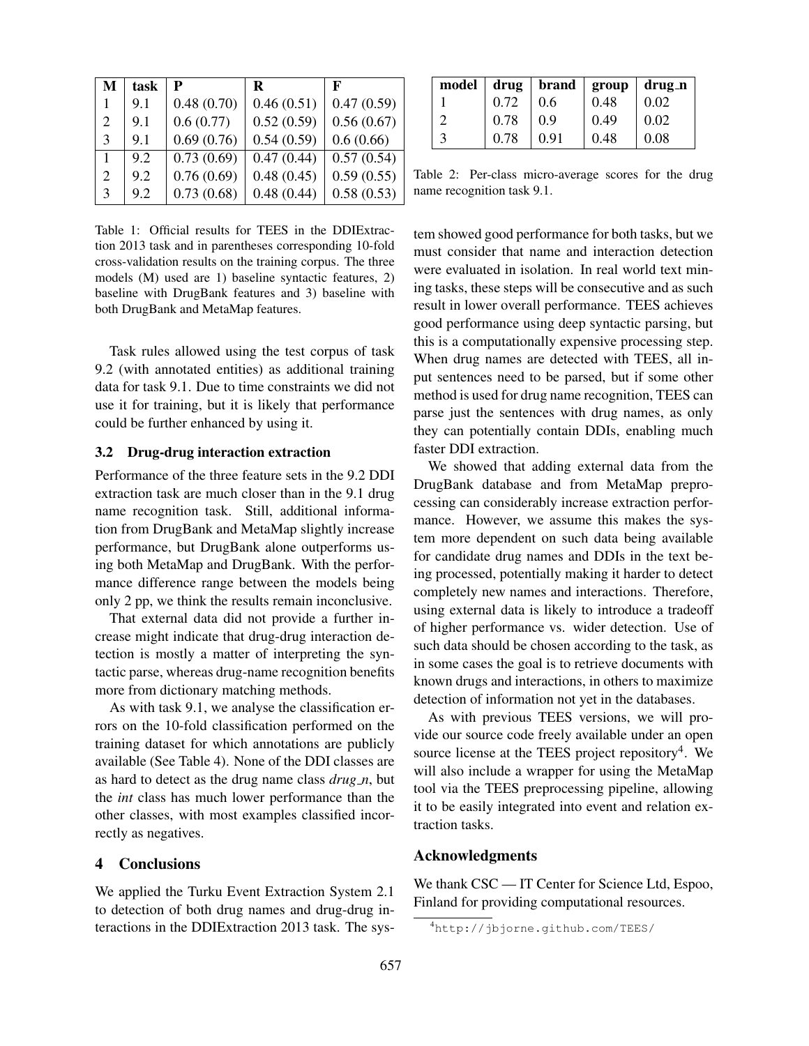| M | task | P | R | F |
|---|---|---|---|---|
| 1 | 9.1 | 0.48 (0.70) | 0.46 (0.51) | 0.47 (0.59) |
| 2 | 9.1 | 0.6 (0.77) | 0.52 (0.59) | 0.56 (0.67) |
| 3 | 9.1 | 0.69 (0.76) | 0.54 (0.59) | 0.6 (0.66) |
| 1 | 9.2 | 0.73 (0.69) | 0.47 (0.44) | 0.57 (0.54) |
| 2 | 9.2 | 0.76 (0.69) | 0.48 (0.45) | 0.59 (0.55) |
| 3 | 9.2 | 0.73 (0.68) | 0.48 (0.44) | 0.58 (0.53) |

Table 1: Official results for TEES in the DDIExtraction 2013 task and in parentheses corresponding 10-fold cross-validation results on the training corpus. The three models (M) used are 1) baseline syntactic features, 2) baseline with DrugBank features and 3) baseline with both DrugBank and MetaMap features.

Task rules allowed using the test corpus of task 9.2 (with annotated entities) as additional training data for task 9.1. Due to time constraints we did not use it for training, but it is likely that performance could be further enhanced by using it.

### 3.2 Drug-drug interaction extraction

Performance of the three feature sets in the 9.2 DDI extraction task are much closer than in the 9.1 drug name recognition task. Still, additional information from DrugBank and MetaMap slightly increase performance, but DrugBank alone outperforms using both MetaMap and DrugBank. With the performance difference range between the models being only 2 pp, we think the results remain inconclusive.

That external data did not provide a further increase might indicate that drug-drug interaction detection is mostly a matter of interpreting the syntactic parse, whereas drug-name recognition benefits more from dictionary matching methods.

As with task 9.1, we analyse the classification errors on the 10-fold classification performed on the training dataset for which annotations are publicly available (See Table 4). None of the DDI classes are as hard to detect as the drug name class *drug_n*, but the *int* class has much lower performance than the other classes, with most examples classified incorrectly as negatives.

## 4 Conclusions

We applied the Turku Event Extraction System 2.1 to detection of both drug names and drug-drug interactions in the DDIExtraction 2013 task. The system showed good performance for both tasks, but we must consider that name and interaction detection were evaluated in isolation. In real world text mining tasks, these steps will be consecutive and as such result in lower overall performance. TEES achieves good performance using deep syntactic parsing, but this is a computationally expensive processing step. When drug names are detected with TEES, all input sentences need to be parsed, but if some other method is used for drug name recognition, TEES can parse just the sentences with drug names, as only they can potentially contain DDIs, enabling much faster DDI extraction.

| model | drug | brand | group | drug_n |
|---|---|---|---|---|
| 1 | 0.72 | 0.6 | 0.48 | 0.02 |
| 2 | 0.78 | 0.9 | 0.49 | 0.02 |
| 3 | 0.78 | 0.91 | 0.48 | 0.08 |

Table 2: Per-class micro-average scores for the drug name recognition task 9.1.

We showed that adding external data from the DrugBank database and from MetaMap preprocessing can considerably increase extraction performance. However, we assume this makes the system more dependent on such data being available for candidate drug names and DDIs in the text being processed, potentially making it harder to detect completely new names and interactions. Therefore, using external data is likely to introduce a tradeoff of higher performance vs. wider detection. Use of such data should be chosen according to the task, as in some cases the goal is to retrieve documents with known drugs and interactions, in others to maximize detection of information not yet in the databases.

As with previous TEES versions, we will provide our source code freely available under an open source license at the TEES project repository[4]. We will also include a wrapper for using the MetaMap tool via the TEES preprocessing pipeline, allowing it to be easily integrated into event and relation extraction tasks.

## Acknowledgments

We thank CSC — IT Center for Science Ltd, Espoo, Finland for providing computational resources.

[4] http://jbjorne.github.com/TEES/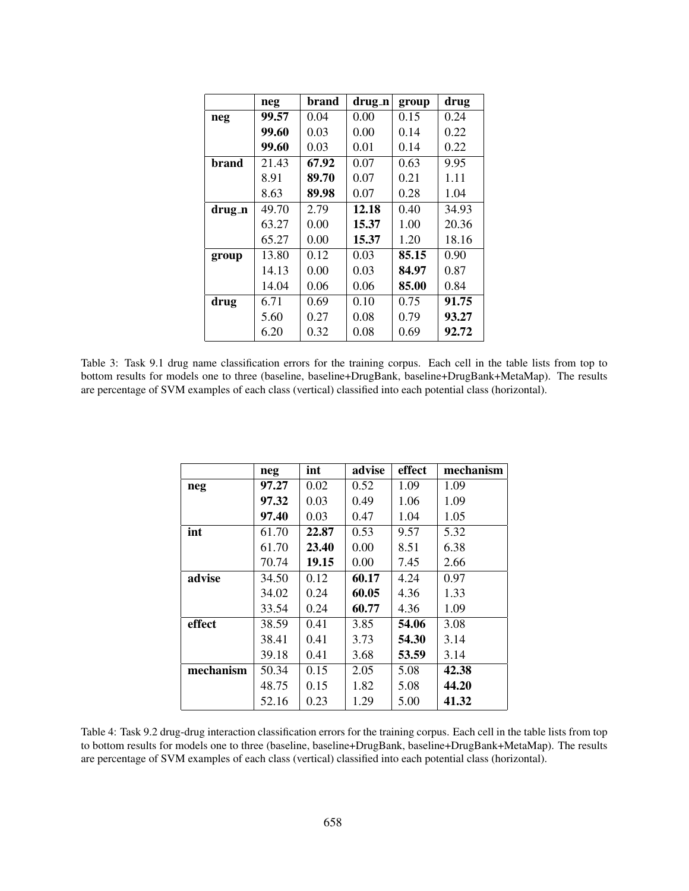| | neg | brand | drug_n | group | drug |
|---|---|---|---|---|---|
| **neg** | **99.57** | 0.04 | 0.00 | 0.15 | 0.24 |
| | **99.60** | 0.03 | 0.00 | 0.14 | 0.22 |
| | **99.60** | 0.03 | 0.01 | 0.14 | 0.22 |
| **brand** | 21.43 | **67.92** | 0.07 | 0.63 | 9.95 |
| | 8.91 | **89.70** | 0.07 | 0.21 | 1.11 |
| | 8.63 | **89.98** | 0.07 | 0.28 | 1.04 |
| **drug_n** | 49.70 | 2.79 | **12.18** | 0.40 | 34.93 |
| | 63.27 | 0.00 | **15.37** | 1.00 | 20.36 |
| | 65.27 | 0.00 | **15.37** | 1.20 | 18.16 |
| **group** | 13.80 | 0.12 | 0.03 | **85.15** | 0.90 |
| | 14.13 | 0.00 | 0.03 | **84.97** | 0.87 |
| | 14.04 | 0.06 | 0.06 | **85.00** | 0.84 |
| **drug** | 6.71 | 0.69 | 0.10 | 0.75 | **91.75** |
| | 5.60 | 0.27 | 0.08 | 0.79 | **93.27** |
| | 6.20 | 0.32 | 0.08 | 0.69 | **92.72** |

Table 3: Task 9.1 drug name classification errors for the training corpus. Each cell in the table lists from top to bottom results for models one to three (baseline, baseline+DrugBank, baseline+DrugBank+MetaMap). The results are percentage of SVM examples of each class (vertical) classified into each potential class (horizontal).

| | neg | int | advise | effect | mechanism |
|---|---|---|---|---|---|
| **neg** | **97.27** | 0.02 | 0.52 | 1.09 | 1.09 |
| | **97.32** | 0.03 | 0.49 | 1.06 | 1.09 |
| | **97.40** | 0.03 | 0.47 | 1.04 | 1.05 |
| **int** | 61.70 | **22.87** | 0.53 | 9.57 | 5.32 |
| | 61.70 | **23.40** | 0.00 | 8.51 | 6.38 |
| | 70.74 | **19.15** | 0.00 | 7.45 | 2.66 |
| **advise** | 34.50 | 0.12 | **60.17** | 4.24 | 0.97 |
| | 34.02 | 0.24 | **60.05** | 4.36 | 1.33 |
| | 33.54 | 0.24 | **60.77** | 4.36 | 1.09 |
| **effect** | 38.59 | 0.41 | 3.85 | **54.06** | 3.08 |
| | 38.41 | 0.41 | 3.73 | **54.30** | 3.14 |
| | 39.18 | 0.41 | 3.68 | **53.59** | 3.14 |
| **mechanism** | 50.34 | 0.15 | 2.05 | 5.08 | **42.38** |
| | 48.75 | 0.15 | 1.82 | 5.08 | **44.20** |
| | 52.16 | 0.23 | 1.29 | 5.00 | **41.32** |

Table 4: Task 9.2 drug-drug interaction classification errors for the training corpus. Each cell in the table lists from top to bottom results for models one to three (baseline, baseline+DrugBank, baseline+DrugBank+MetaMap). The results are percentage of SVM examples of each class (vertical) classified into each potential class (horizontal).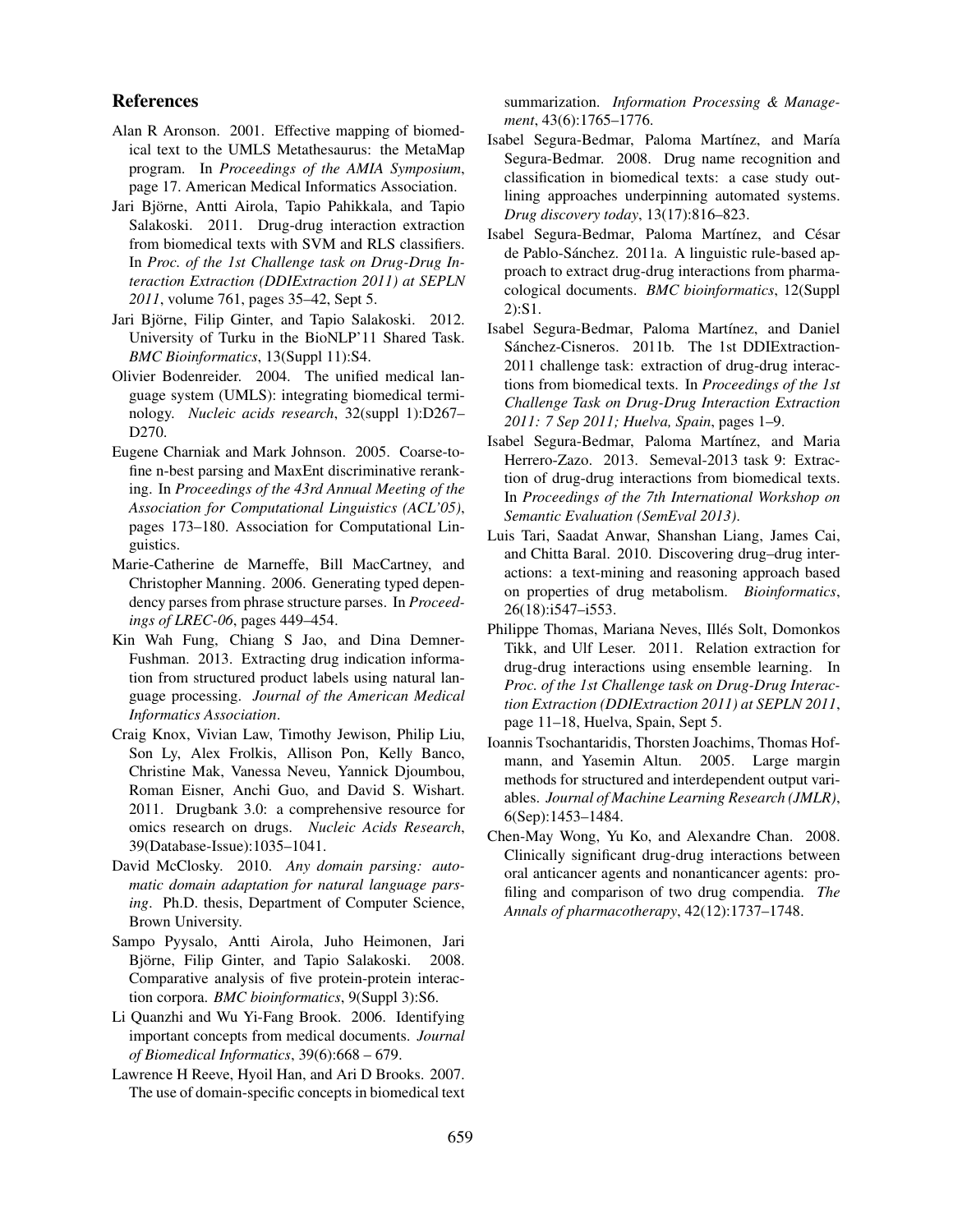## References

Alan R Aronson. 2001. Effective mapping of biomedical text to the UMLS Metathesaurus: the MetaMap program. In *Proceedings of the AMIA Symposium*, page 17. American Medical Informatics Association.

Jari Björne, Antti Airola, Tapio Pahikkala, and Tapio Salakoski. 2011. Drug-drug interaction extraction from biomedical texts with SVM and RLS classifiers. In *Proc. of the 1st Challenge task on Drug-Drug Interaction Extraction (DDIExtraction 2011) at SEPLN 2011*, volume 761, pages 35–42, Sept 5.

Jari Björne, Filip Ginter, and Tapio Salakoski. 2012. University of Turku in the BioNLP'11 Shared Task. *BMC Bioinformatics*, 13(Suppl 11):S4.

Olivier Bodenreider. 2004. The unified medical language system (UMLS): integrating biomedical terminology. *Nucleic acids research*, 32(suppl 1):D267–D270.

Eugene Charniak and Mark Johnson. 2005. Coarse-to-fine n-best parsing and MaxEnt discriminative reranking. In *Proceedings of the 43rd Annual Meeting of the Association for Computational Linguistics (ACL'05)*, pages 173–180. Association for Computational Linguistics.

Marie-Catherine de Marneffe, Bill MacCartney, and Christopher Manning. 2006. Generating typed dependency parses from phrase structure parses. In *Proceedings of LREC-06*, pages 449–454.

Kin Wah Fung, Chiang S Jao, and Dina Demner-Fushman. 2013. Extracting drug indication information from structured product labels using natural language processing. *Journal of the American Medical Informatics Association*.

Craig Knox, Vivian Law, Timothy Jewison, Philip Liu, Son Ly, Alex Frolkis, Allison Pon, Kelly Banco, Christine Mak, Vanessa Neveu, Yannick Djoumbou, Roman Eisner, Anchi Guo, and David S. Wishart. 2011. Drugbank 3.0: a comprehensive resource for omics research on drugs. *Nucleic Acids Research*, 39(Database-Issue):1035–1041.

David McClosky. 2010. *Any domain parsing: automatic domain adaptation for natural language parsing*. Ph.D. thesis, Department of Computer Science, Brown University.

Sampo Pyysalo, Antti Airola, Juho Heimonen, Jari Björne, Filip Ginter, and Tapio Salakoski. 2008. Comparative analysis of five protein-protein interaction corpora. *BMC bioinformatics*, 9(Suppl 3):S6.

Li Quanzhi and Wu Yi-Fang Brook. 2006. Identifying important concepts from medical documents. *Journal of Biomedical Informatics*, 39(6):668 – 679.

Lawrence H Reeve, Hyoil Han, and Ari D Brooks. 2007. The use of domain-specific concepts in biomedical text summarization. *Information Processing & Management*, 43(6):1765–1776.

Isabel Segura-Bedmar, Paloma Martínez, and María Segura-Bedmar. 2008. Drug name recognition and classification in biomedical texts: a case study outlining approaches underpinning automated systems. *Drug discovery today*, 13(17):816–823.

Isabel Segura-Bedmar, Paloma Martínez, and César de Pablo-Sánchez. 2011a. A linguistic rule-based approach to extract drug-drug interactions from pharmacological documents. *BMC bioinformatics*, 12(Suppl 2):S1.

Isabel Segura-Bedmar, Paloma Martínez, and Daniel Sánchez-Cisneros. 2011b. The 1st DDIExtraction-2011 challenge task: extraction of drug-drug interactions from biomedical texts. In *Proceedings of the 1st Challenge Task on Drug-Drug Interaction Extraction 2011: 7 Sep 2011; Huelva, Spain*, pages 1–9.

Isabel Segura-Bedmar, Paloma Martínez, and Maria Herrero-Zazo. 2013. Semeval-2013 task 9: Extraction of drug-drug interactions from biomedical texts. In *Proceedings of the 7th International Workshop on Semantic Evaluation (SemEval 2013)*.

Luis Tari, Saadat Anwar, Shanshan Liang, James Cai, and Chitta Baral. 2010. Discovering drug–drug interactions: a text-mining and reasoning approach based on properties of drug metabolism. *Bioinformatics*, 26(18):i547–i553.

Philippe Thomas, Mariana Neves, Illés Solt, Domonkos Tikk, and Ulf Leser. 2011. Relation extraction for drug-drug interactions using ensemble learning. In *Proc. of the 1st Challenge task on Drug-Drug Interaction Extraction (DDIExtraction 2011) at SEPLN 2011*, page 11–18, Huelva, Spain, Sept 5.

Ioannis Tsochantaridis, Thorsten Joachims, Thomas Hofmann, and Yasemin Altun. 2005. Large margin methods for structured and interdependent output variables. *Journal of Machine Learning Research (JMLR)*, 6(Sep):1453–1484.

Chen-May Wong, Yu Ko, and Alexandre Chan. 2008. Clinically significant drug-drug interactions between oral anticancer agents and nonanticancer agents: profiling and comparison of two drug compendia. *The Annals of pharmacotherapy*, 42(12):1737–1748.